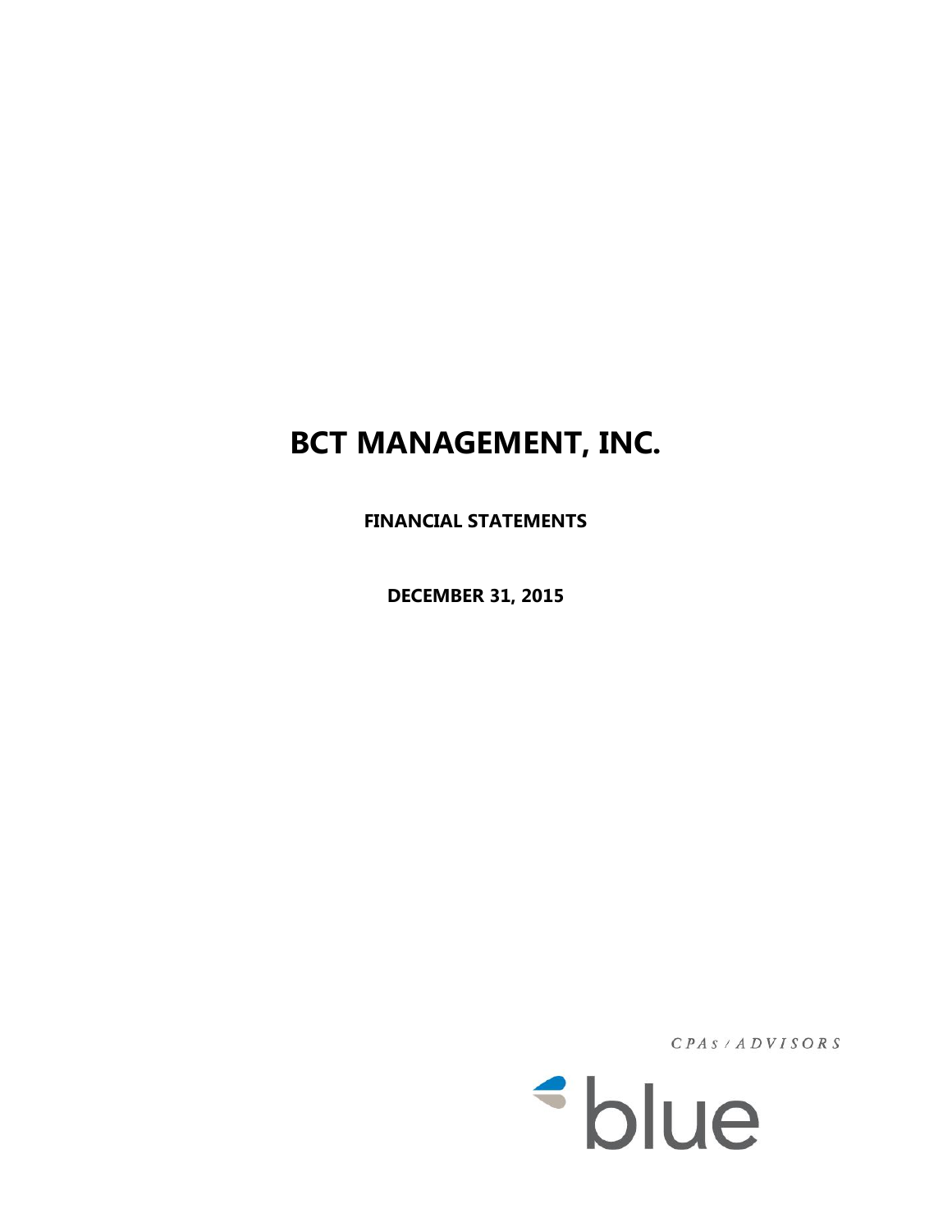# BCT MANAGEMENT, INC.

**FINANCIAL STATEMENTS**

**DECEMBER 31, 2015**

CPAs / ADVISORS

blue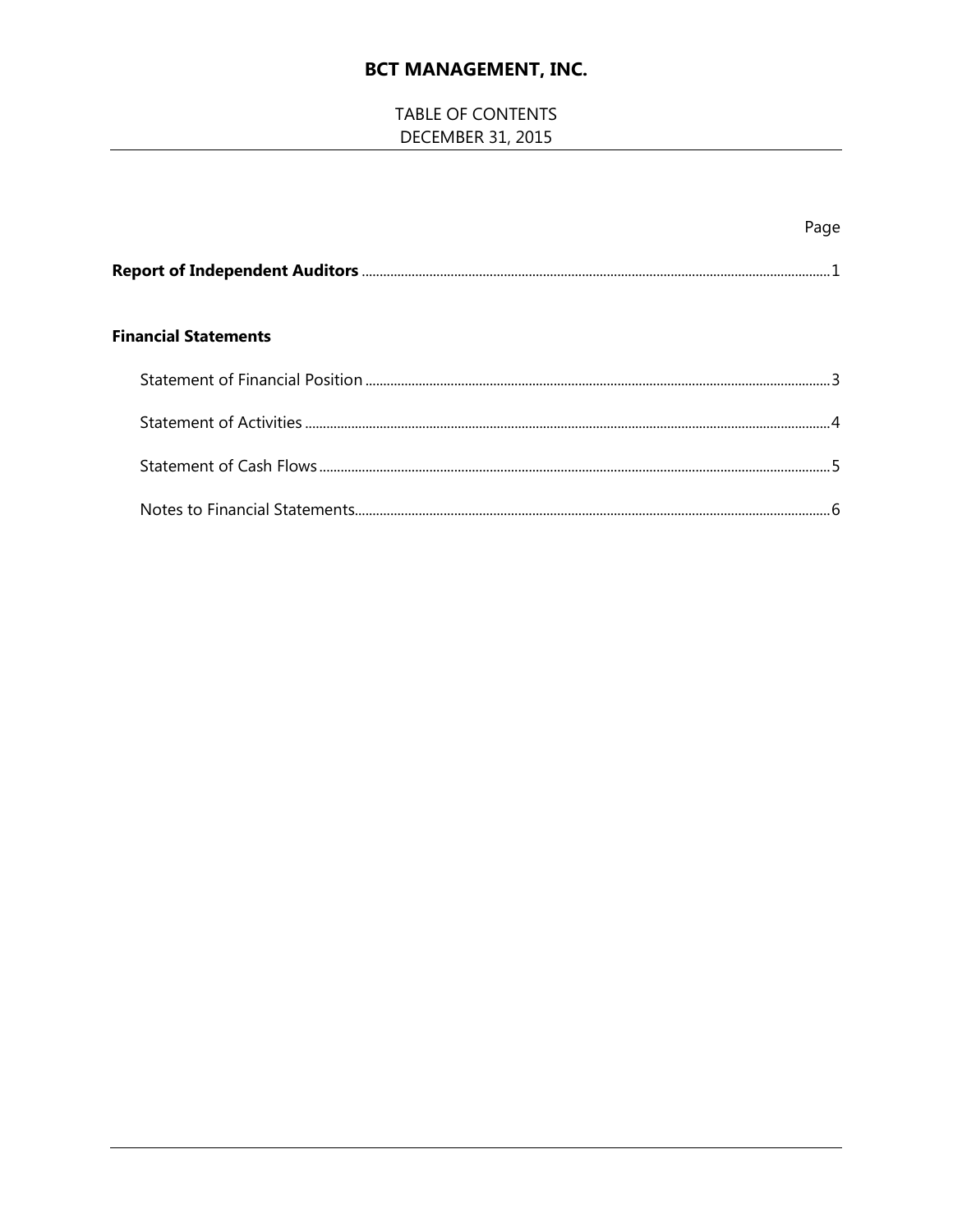# BCT MANAGEMENT, INC.

TABLE OF CONTENTS
DECEMBER 31, 2015

| | Page |
|---|---|
| **Report of Independent Auditors** | 1 |
| **Financial Statements** | |
| Statement of Financial Position | 3 |
| Statement of Activities | 4 |
| Statement of Cash Flows | 5 |
| Notes to Financial Statements | 6 |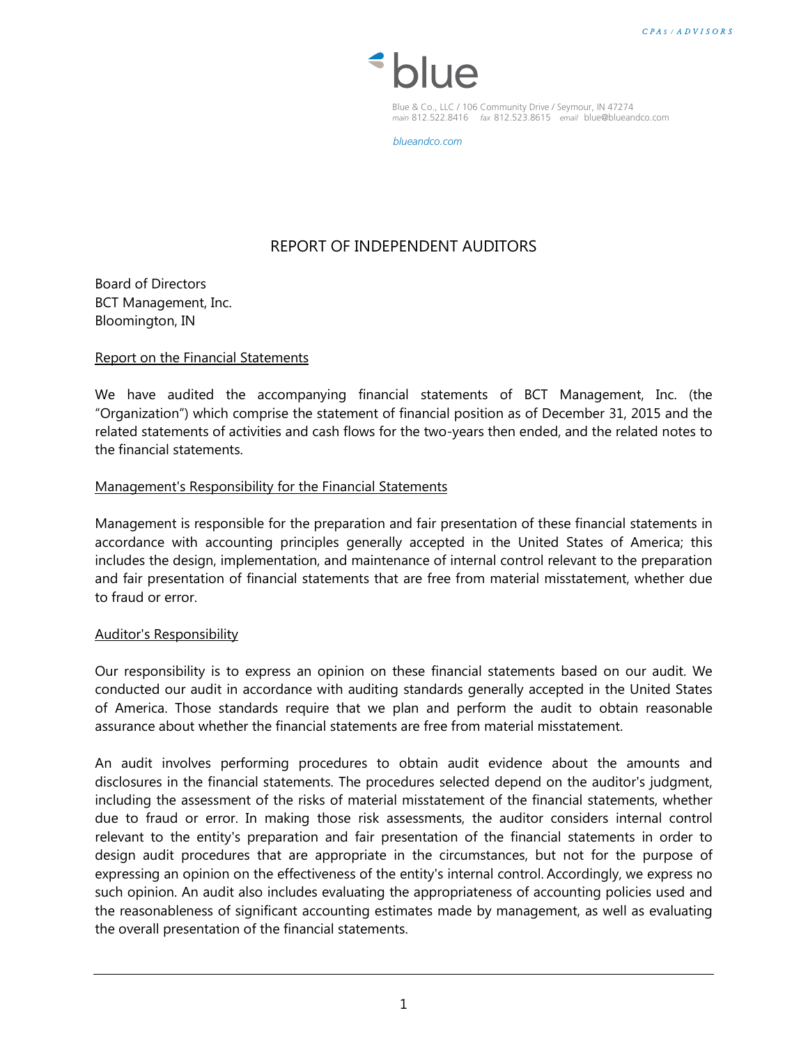CPAs / ADVISORS

blue

Blue & Co., LLC / 106 Community Drive / Seymour, IN 47274
main 812.522.8416 fax 812.523.8615 email blue@blueandco.com

blueandco.com

# REPORT OF INDEPENDENT AUDITORS

Board of Directors
BCT Management, Inc.
Bloomington, IN

## Report on the Financial Statements

We have audited the accompanying financial statements of BCT Management, Inc. (the "Organization") which comprise the statement of financial position as of December 31, 2015 and the related statements of activities and cash flows for the two-years then ended, and the related notes to the financial statements.

## Management's Responsibility for the Financial Statements

Management is responsible for the preparation and fair presentation of these financial statements in accordance with accounting principles generally accepted in the United States of America; this includes the design, implementation, and maintenance of internal control relevant to the preparation and fair presentation of financial statements that are free from material misstatement, whether due to fraud or error.

## Auditor's Responsibility

Our responsibility is to express an opinion on these financial statements based on our audit. We conducted our audit in accordance with auditing standards generally accepted in the United States of America. Those standards require that we plan and perform the audit to obtain reasonable assurance about whether the financial statements are free from material misstatement.

An audit involves performing procedures to obtain audit evidence about the amounts and disclosures in the financial statements. The procedures selected depend on the auditor's judgment, including the assessment of the risks of material misstatement of the financial statements, whether due to fraud or error. In making those risk assessments, the auditor considers internal control relevant to the entity's preparation and fair presentation of the financial statements in order to design audit procedures that are appropriate in the circumstances, but not for the purpose of expressing an opinion on the effectiveness of the entity's internal control. Accordingly, we express no such opinion. An audit also includes evaluating the appropriateness of accounting policies used and the reasonableness of significant accounting estimates made by management, as well as evaluating the overall presentation of the financial statements.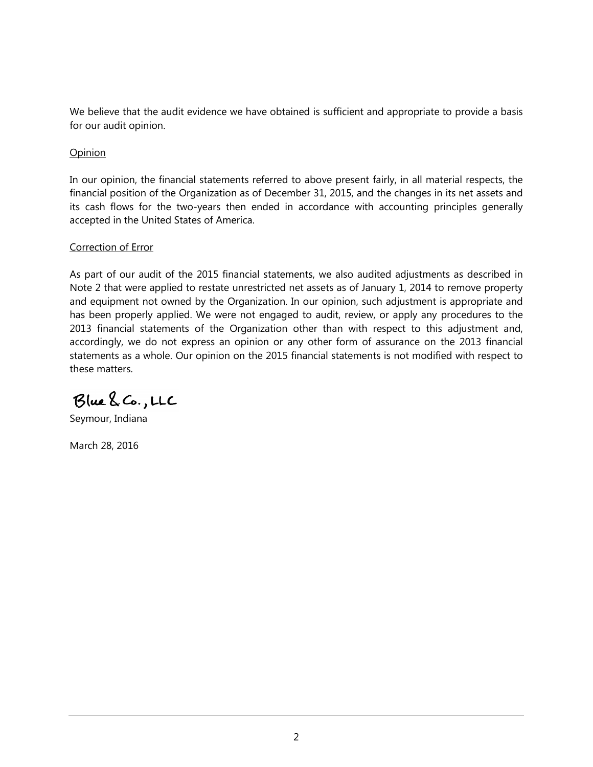We believe that the audit evidence we have obtained is sufficient and appropriate to provide a basis for our audit opinion.

Opinion

In our opinion, the financial statements referred to above present fairly, in all material respects, the financial position of the Organization as of December 31, 2015, and the changes in its net assets and its cash flows for the two-years then ended in accordance with accounting principles generally accepted in the United States of America.

Correction of Error

As part of our audit of the 2015 financial statements, we also audited adjustments as described in Note 2 that were applied to restate unrestricted net assets as of January 1, 2014 to remove property and equipment not owned by the Organization. In our opinion, such adjustment is appropriate and has been properly applied. We were not engaged to audit, review, or apply any procedures to the 2013 financial statements of the Organization other than with respect to this adjustment and, accordingly, we do not express an opinion or any other form of assurance on the 2013 financial statements as a whole. Our opinion on the 2015 financial statements is not modified with respect to these matters.

Blue & Co., LLC

Seymour, Indiana

March 28, 2016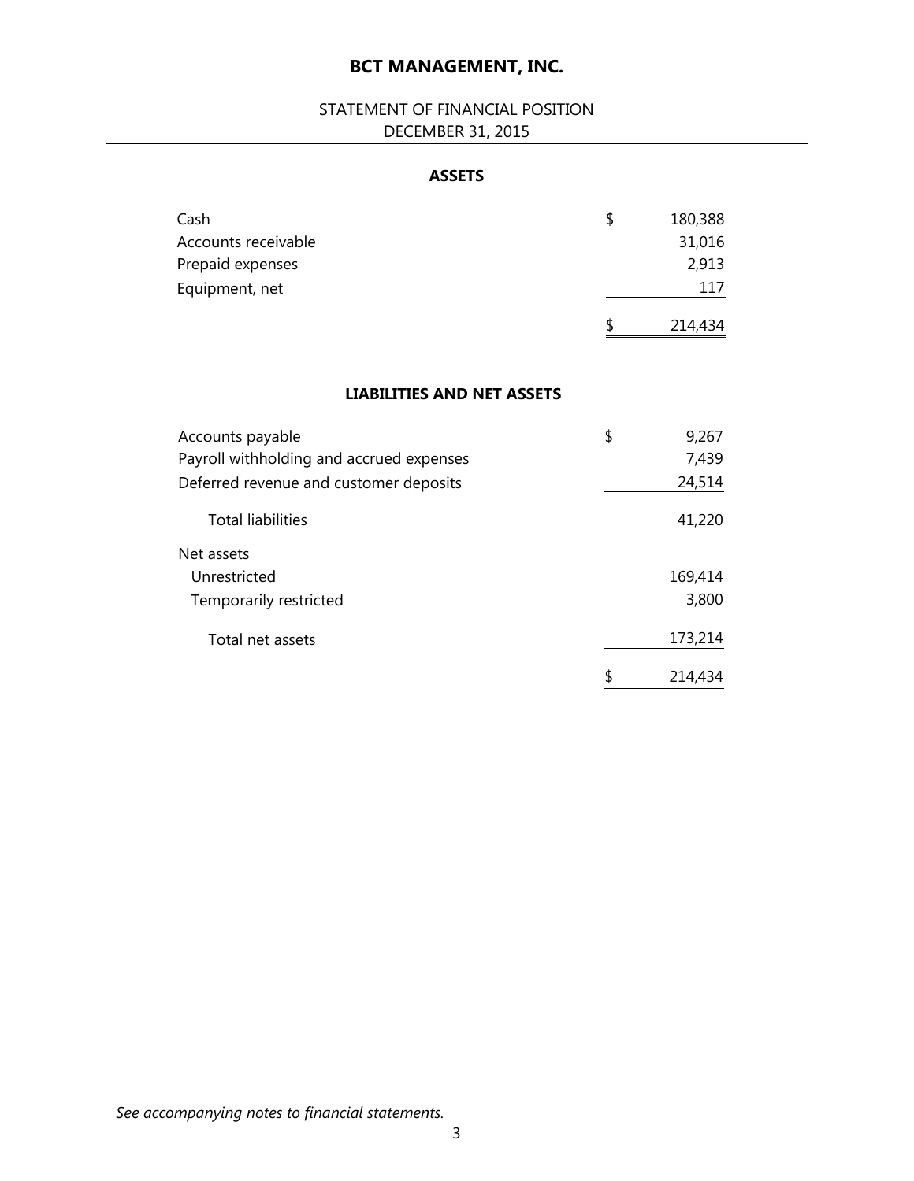# BCT MANAGEMENT, INC.

STATEMENT OF FINANCIAL POSITION
DECEMBER 31, 2015

## ASSETS

| | |
|---|---|
| Cash | $ 180,388 |
| Accounts receivable | 31,016 |
| Prepaid expenses | 2,913 |
| Equipment, net | 117 |
| | $ 214,434 |

## LIABILITIES AND NET ASSETS

| | |
|---|---|
| Accounts payable | $ 9,267 |
| Payroll withholding and accrued expenses | 7,439 |
| Deferred revenue and customer deposits | 24,514 |
| Total liabilities | 41,220 |
| Net assets | |
| Unrestricted | 169,414 |
| Temporarily restricted | 3,800 |
| Total net assets | 173,214 |
| | $ 214,434 |

*See accompanying notes to financial statements.*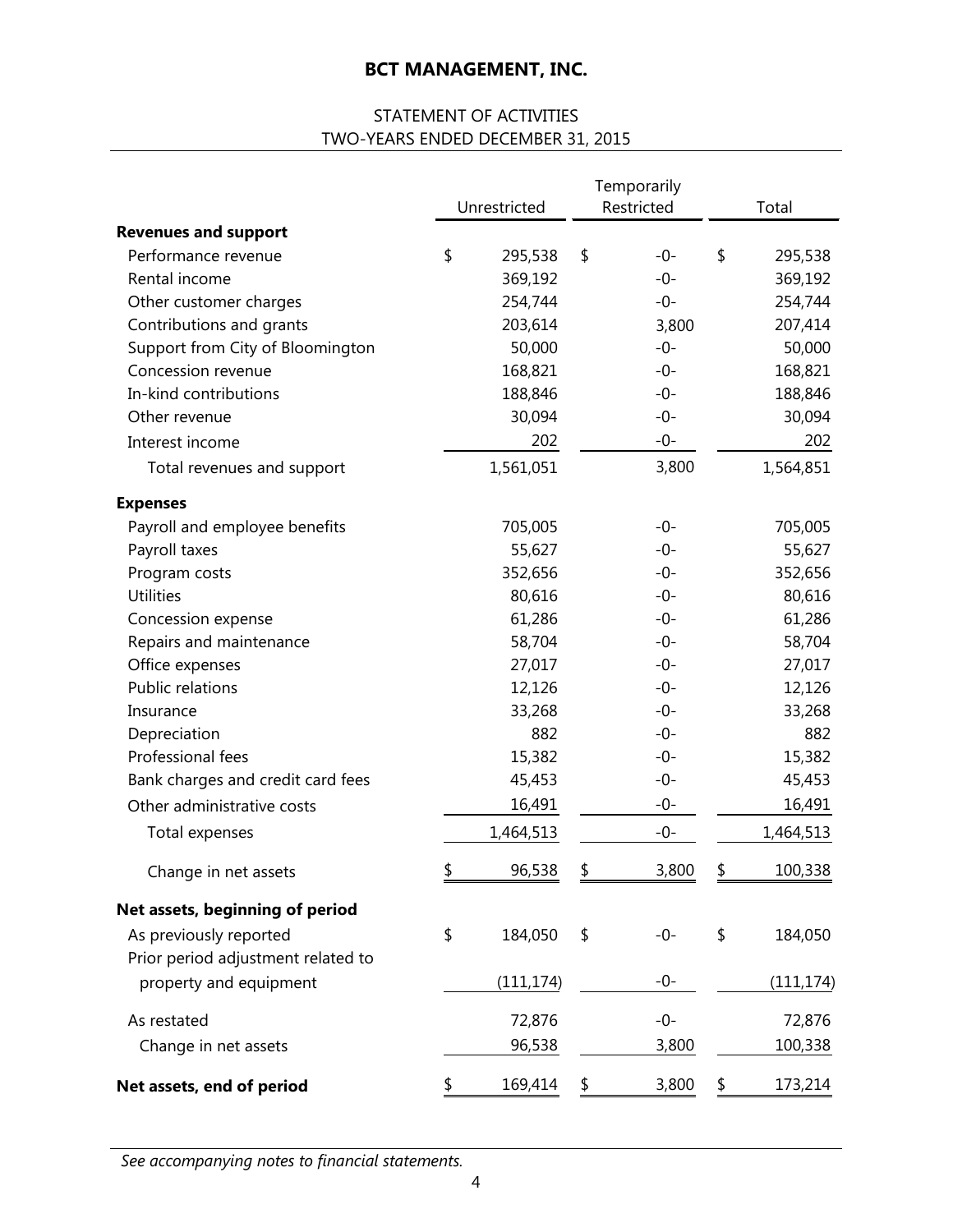# BCT MANAGEMENT, INC.

## STATEMENT OF ACTIVITIES
## TWO-YEARS ENDED DECEMBER 31, 2015

| | Unrestricted | Temporarily Restricted | Total |
|---|---|---|---|
| **Revenues and support** | | | |
| Performance revenue | $ 295,538 | $ -0- | $ 295,538 |
| Rental income | 369,192 | -0- | 369,192 |
| Other customer charges | 254,744 | -0- | 254,744 |
| Contributions and grants | 203,614 | 3,800 | 207,414 |
| Support from City of Bloomington | 50,000 | -0- | 50,000 |
| Concession revenue | 168,821 | -0- | 168,821 |
| In-kind contributions | 188,846 | -0- | 188,846 |
| Other revenue | 30,094 | -0- | 30,094 |
| Interest income | 202 | -0- | 202 |
| Total revenues and support | 1,561,051 | 3,800 | 1,564,851 |
| **Expenses** | | | |
| Payroll and employee benefits | 705,005 | -0- | 705,005 |
| Payroll taxes | 55,627 | -0- | 55,627 |
| Program costs | 352,656 | -0- | 352,656 |
| Utilities | 80,616 | -0- | 80,616 |
| Concession expense | 61,286 | -0- | 61,286 |
| Repairs and maintenance | 58,704 | -0- | 58,704 |
| Office expenses | 27,017 | -0- | 27,017 |
| Public relations | 12,126 | -0- | 12,126 |
| Insurance | 33,268 | -0- | 33,268 |
| Depreciation | 882 | -0- | 882 |
| Professional fees | 15,382 | -0- | 15,382 |
| Bank charges and credit card fees | 45,453 | -0- | 45,453 |
| Other administrative costs | 16,491 | -0- | 16,491 |
| Total expenses | 1,464,513 | -0- | 1,464,513 |
| Change in net assets | $ 96,538 | $ 3,800 | $ 100,338 |
| **Net assets, beginning of period** | | | |
| As previously reported | $ 184,050 | $ -0- | $ 184,050 |
| Prior period adjustment related to property and equipment | (111,174) | -0- | (111,174) |
| As restated | 72,876 | -0- | 72,876 |
| Change in net assets | 96,538 | 3,800 | 100,338 |
| **Net assets, end of period** | $ 169,414 | $ 3,800 | $ 173,214 |

*See accompanying notes to financial statements.*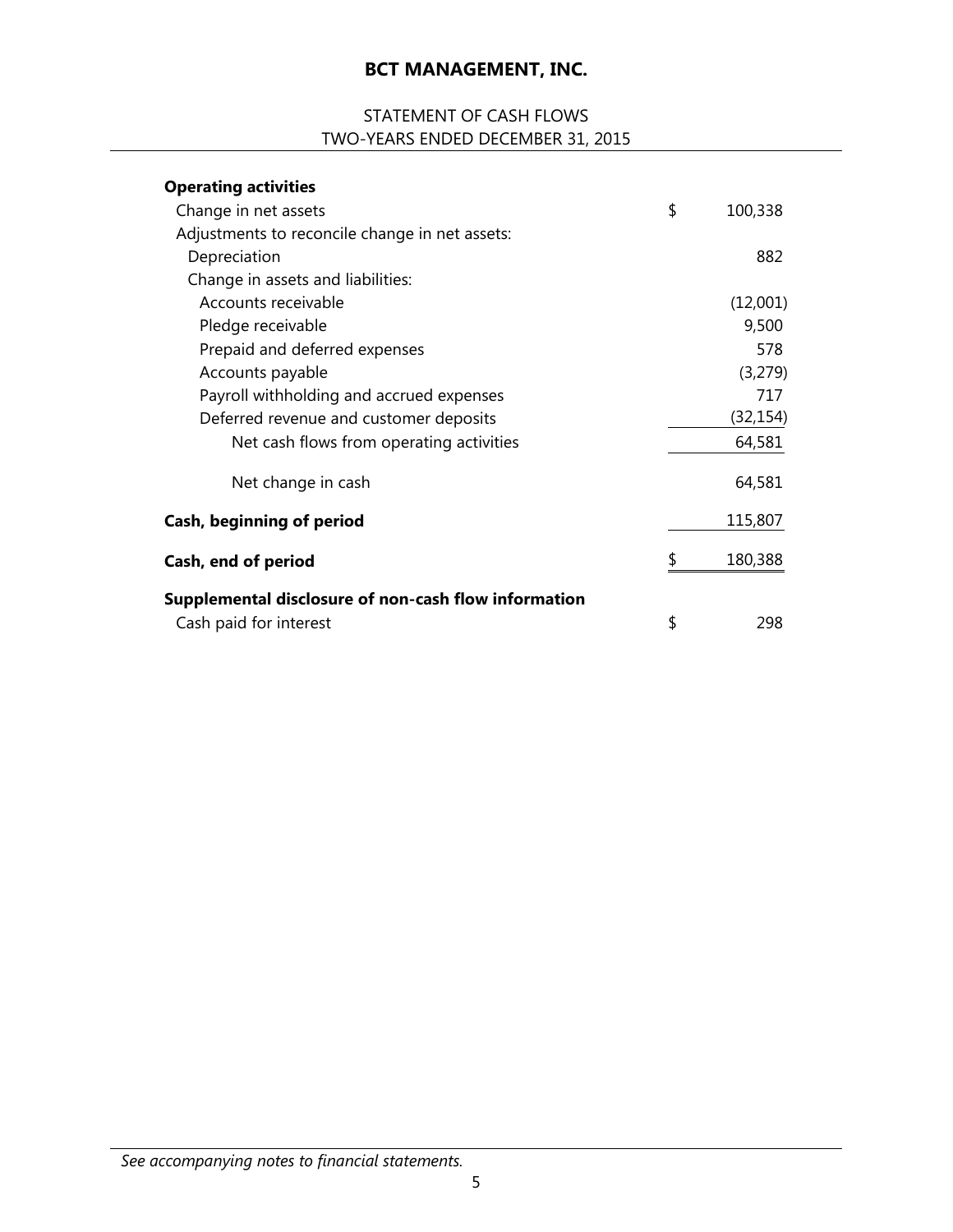# BCT MANAGEMENT, INC.

STATEMENT OF CASH FLOWS
TWO-YEARS ENDED DECEMBER 31, 2015

| | |
|---|---|
| **Operating activities** | |
| Change in net assets | $ 100,338 |
| Adjustments to reconcile change in net assets: | |
| Depreciation | 882 |
| Change in assets and liabilities: | |
| Accounts receivable | (12,001) |
| Pledge receivable | 9,500 |
| Prepaid and deferred expenses | 578 |
| Accounts payable | (3,279) |
| Payroll withholding and accrued expenses | 717 |
| Deferred revenue and customer deposits | (32,154) |
| Net cash flows from operating activities | 64,581 |
| Net change in cash | 64,581 |
| **Cash, beginning of period** | 115,807 |
| **Cash, end of period** | $ 180,388 |
| **Supplemental disclosure of non-cash flow information** | |
| Cash paid for interest | $ 298 |

*See accompanying notes to financial statements.*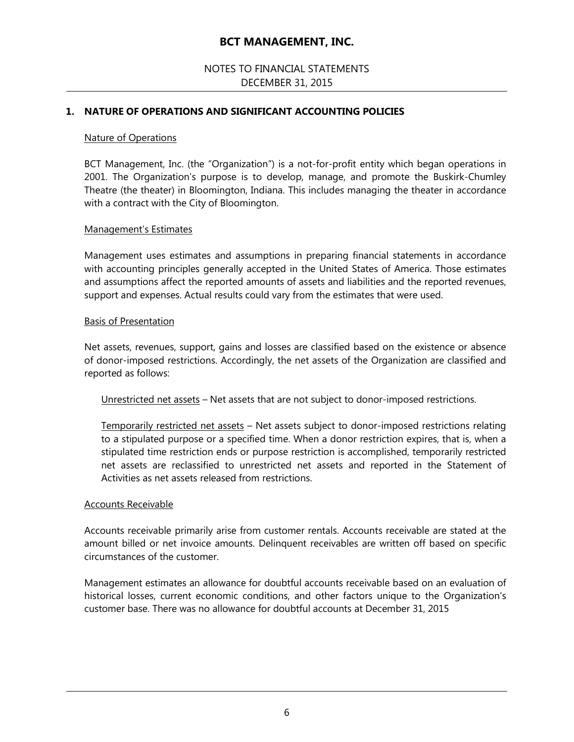# BCT MANAGEMENT, INC.

NOTES TO FINANCIAL STATEMENTS
DECEMBER 31, 2015

## 1. NATURE OF OPERATIONS AND SIGNIFICANT ACCOUNTING POLICIES

### Nature of Operations

BCT Management, Inc. (the "Organization") is a not-for-profit entity which began operations in 2001. The Organization's purpose is to develop, manage, and promote the Buskirk-Chumley Theatre (the theater) in Bloomington, Indiana. This includes managing the theater in accordance with a contract with the City of Bloomington.

### Management's Estimates

Management uses estimates and assumptions in preparing financial statements in accordance with accounting principles generally accepted in the United States of America. Those estimates and assumptions affect the reported amounts of assets and liabilities and the reported revenues, support and expenses. Actual results could vary from the estimates that were used.

### Basis of Presentation

Net assets, revenues, support, gains and losses are classified based on the existence or absence of donor-imposed restrictions. Accordingly, the net assets of the Organization are classified and reported as follows:

Unrestricted net assets – Net assets that are not subject to donor-imposed restrictions.

Temporarily restricted net assets – Net assets subject to donor-imposed restrictions relating to a stipulated purpose or a specified time. When a donor restriction expires, that is, when a stipulated time restriction ends or purpose restriction is accomplished, temporarily restricted net assets are reclassified to unrestricted net assets and reported in the Statement of Activities as net assets released from restrictions.

### Accounts Receivable

Accounts receivable primarily arise from customer rentals. Accounts receivable are stated at the amount billed or net invoice amounts. Delinquent receivables are written off based on specific circumstances of the customer.

Management estimates an allowance for doubtful accounts receivable based on an evaluation of historical losses, current economic conditions, and other factors unique to the Organization's customer base. There was no allowance for doubtful accounts at December 31, 2015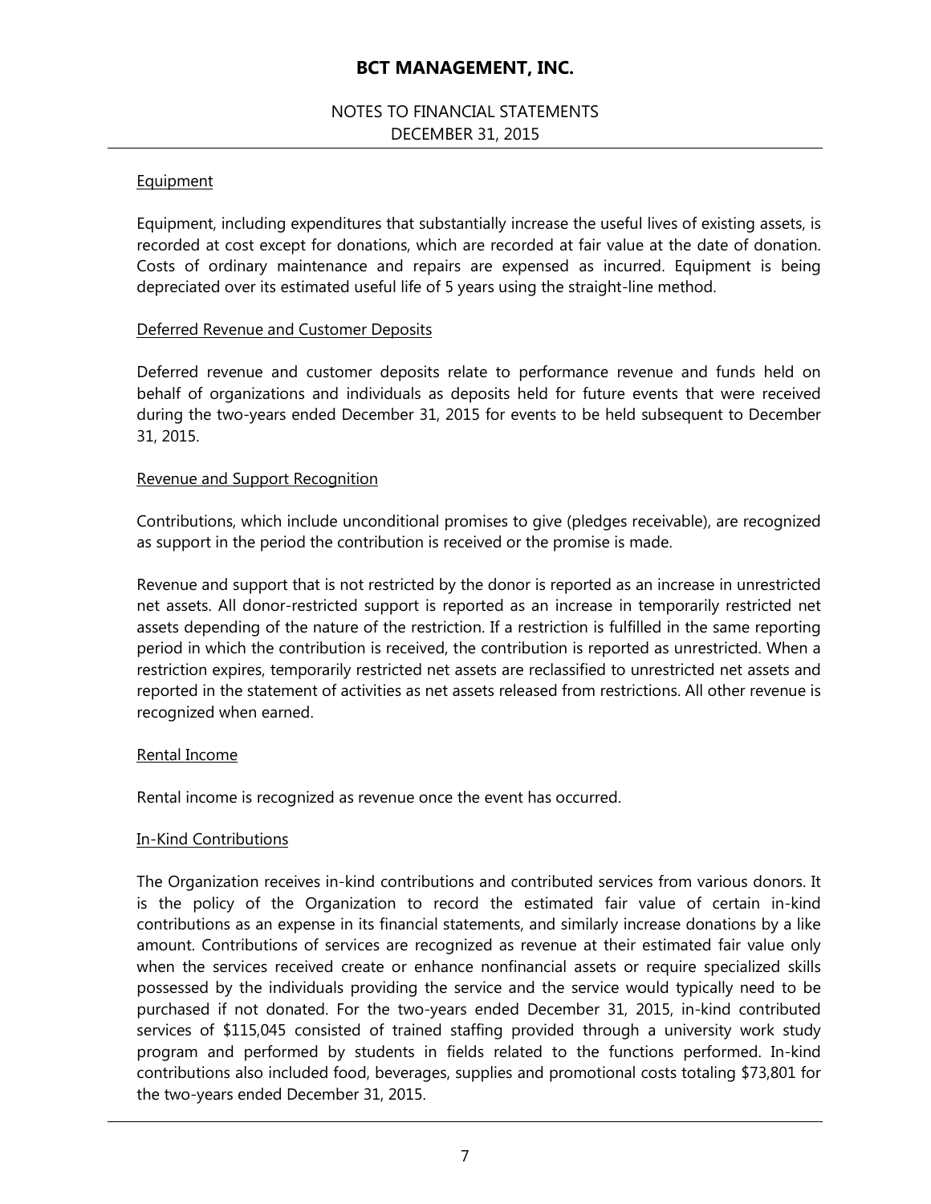#### Equipment

Equipment, including expenditures that substantially increase the useful lives of existing assets, is recorded at cost except for donations, which are recorded at fair value at the date of donation. Costs of ordinary maintenance and repairs are expensed as incurred. Equipment is being depreciated over its estimated useful life of 5 years using the straight-line method.

#### Deferred Revenue and Customer Deposits

Deferred revenue and customer deposits relate to performance revenue and funds held on behalf of organizations and individuals as deposits held for future events that were received during the two-years ended December 31, 2015 for events to be held subsequent to December 31, 2015.

#### Revenue and Support Recognition

Contributions, which include unconditional promises to give (pledges receivable), are recognized as support in the period the contribution is received or the promise is made.

Revenue and support that is not restricted by the donor is reported as an increase in unrestricted net assets. All donor-restricted support is reported as an increase in temporarily restricted net assets depending of the nature of the restriction. If a restriction is fulfilled in the same reporting period in which the contribution is received, the contribution is reported as unrestricted. When a restriction expires, temporarily restricted net assets are reclassified to unrestricted net assets and reported in the statement of activities as net assets released from restrictions. All other revenue is recognized when earned.

#### Rental Income

Rental income is recognized as revenue once the event has occurred.

#### In-Kind Contributions

The Organization receives in-kind contributions and contributed services from various donors. It is the policy of the Organization to record the estimated fair value of certain in-kind contributions as an expense in its financial statements, and similarly increase donations by a like amount. Contributions of services are recognized as revenue at their estimated fair value only when the services received create or enhance nonfinancial assets or require specialized skills possessed by the individuals providing the service and the service would typically need to be purchased if not donated. For the two-years ended December 31, 2015, in-kind contributed services of $115,045 consisted of trained staffing provided through a university work study program and performed by students in fields related to the functions performed. In-kind contributions also included food, beverages, supplies and promotional costs totaling $73,801 for the two-years ended December 31, 2015.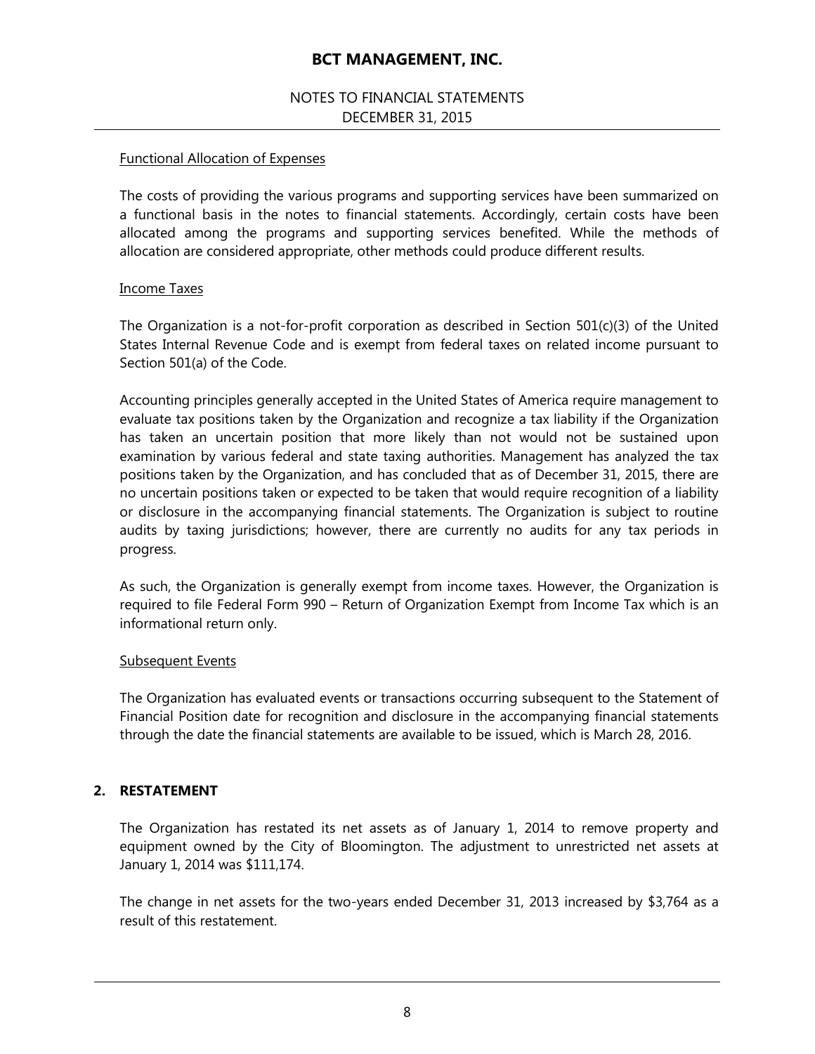# BCT MANAGEMENT, INC.

NOTES TO FINANCIAL STATEMENTS
DECEMBER 31, 2015

Functional Allocation of Expenses

The costs of providing the various programs and supporting services have been summarized on a functional basis in the notes to financial statements. Accordingly, certain costs have been allocated among the programs and supporting services benefited. While the methods of allocation are considered appropriate, other methods could produce different results.

Income Taxes

The Organization is a not-for-profit corporation as described in Section 501(c)(3) of the United States Internal Revenue Code and is exempt from federal taxes on related income pursuant to Section 501(a) of the Code.

Accounting principles generally accepted in the United States of America require management to evaluate tax positions taken by the Organization and recognize a tax liability if the Organization has taken an uncertain position that more likely than not would not be sustained upon examination by various federal and state taxing authorities. Management has analyzed the tax positions taken by the Organization, and has concluded that as of December 31, 2015, there are no uncertain positions taken or expected to be taken that would require recognition of a liability or disclosure in the accompanying financial statements. The Organization is subject to routine audits by taxing jurisdictions; however, there are currently no audits for any tax periods in progress.

As such, the Organization is generally exempt from income taxes. However, the Organization is required to file Federal Form 990 – Return of Organization Exempt from Income Tax which is an informational return only.

Subsequent Events

The Organization has evaluated events or transactions occurring subsequent to the Statement of Financial Position date for recognition and disclosure in the accompanying financial statements through the date the financial statements are available to be issued, which is March 28, 2016.

## 2. RESTATEMENT

The Organization has restated its net assets as of January 1, 2014 to remove property and equipment owned by the City of Bloomington. The adjustment to unrestricted net assets at January 1, 2014 was $111,174.

The change in net assets for the two-years ended December 31, 2013 increased by $3,764 as a result of this restatement.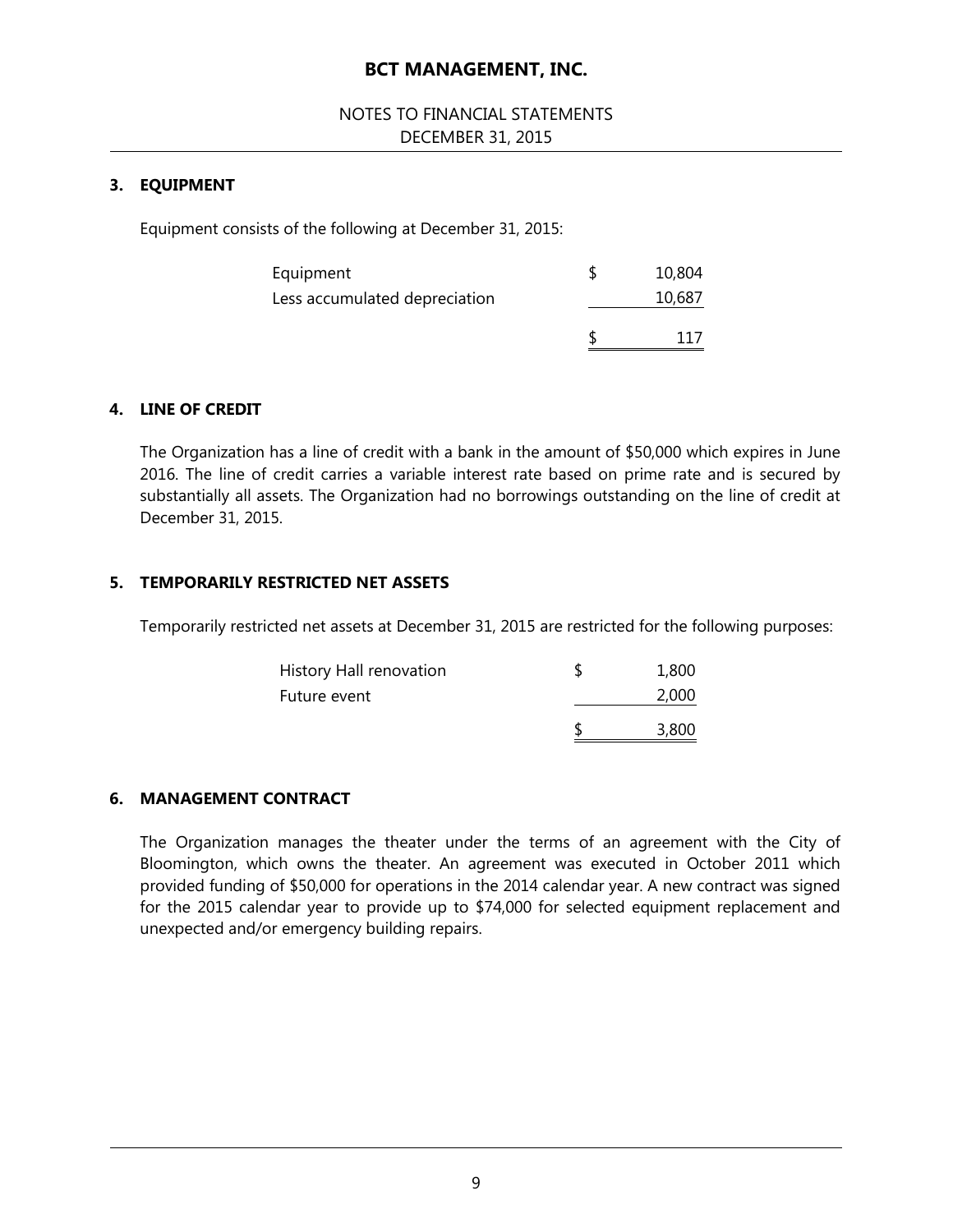# BCT MANAGEMENT, INC.

NOTES TO FINANCIAL STATEMENTS
DECEMBER 31, 2015

## 3. EQUIPMENT

Equipment consists of the following at December 31, 2015:

| | | |
|---|---|---|
| Equipment | $ | 10,804 |
| Less accumulated depreciation | | 10,687 |
| | $ | 117 |

## 4. LINE OF CREDIT

The Organization has a line of credit with a bank in the amount of $50,000 which expires in June 2016. The line of credit carries a variable interest rate based on prime rate and is secured by substantially all assets. The Organization had no borrowings outstanding on the line of credit at December 31, 2015.

## 5. TEMPORARILY RESTRICTED NET ASSETS

Temporarily restricted net assets at December 31, 2015 are restricted for the following purposes:

| | | |
|---|---|---|
| History Hall renovation | $ | 1,800 |
| Future event | | 2,000 |
| | $ | 3,800 |

## 6. MANAGEMENT CONTRACT

The Organization manages the theater under the terms of an agreement with the City of Bloomington, which owns the theater. An agreement was executed in October 2011 which provided funding of $50,000 for operations in the 2014 calendar year. A new contract was signed for the 2015 calendar year to provide up to $74,000 for selected equipment replacement and unexpected and/or emergency building repairs.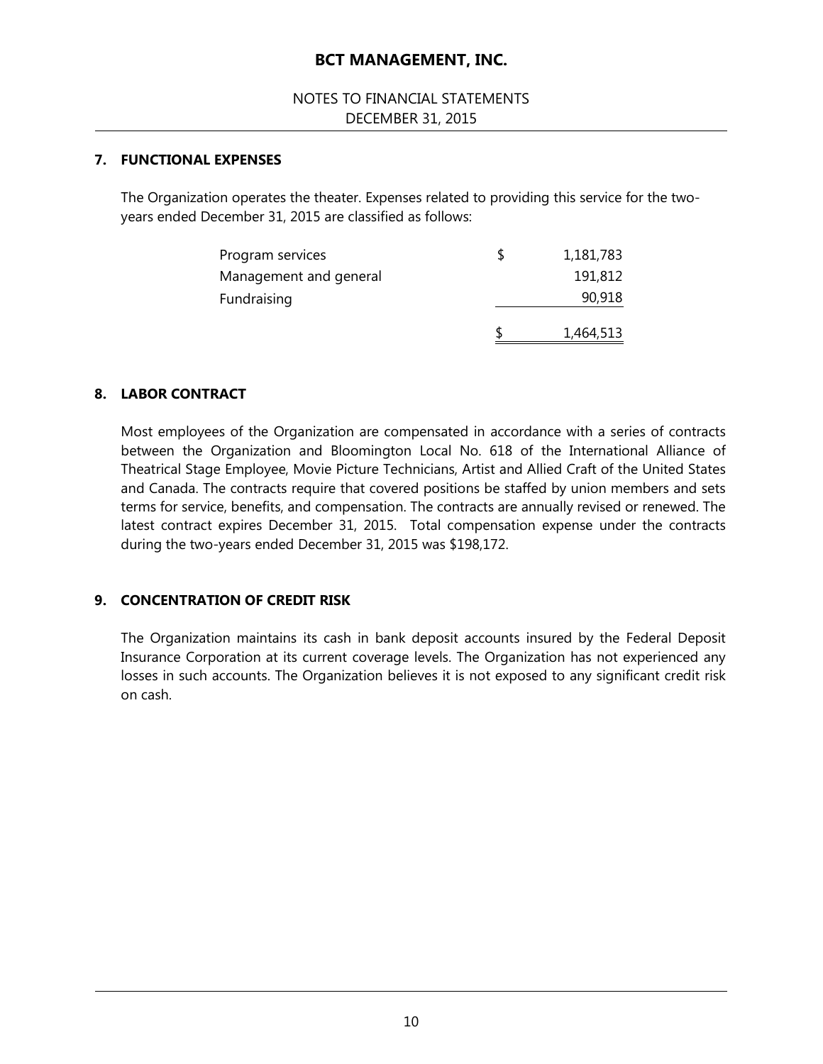# BCT MANAGEMENT, INC.

NOTES TO FINANCIAL STATEMENTS
DECEMBER 31, 2015

## 7. FUNCTIONAL EXPENSES

The Organization operates the theater. Expenses related to providing this service for the two-years ended December 31, 2015 are classified as follows:

| | | |
|---|---|---|
| Program services | $ | 1,181,783 |
| Management and general | | 191,812 |
| Fundraising | | 90,918 |
| | $ | 1,464,513 |

## 8. LABOR CONTRACT

Most employees of the Organization are compensated in accordance with a series of contracts between the Organization and Bloomington Local No. 618 of the International Alliance of Theatrical Stage Employee, Movie Picture Technicians, Artist and Allied Craft of the United States and Canada. The contracts require that covered positions be staffed by union members and sets terms for service, benefits, and compensation. The contracts are annually revised or renewed. The latest contract expires December 31, 2015. Total compensation expense under the contracts during the two-years ended December 31, 2015 was $198,172.

## 9. CONCENTRATION OF CREDIT RISK

The Organization maintains its cash in bank deposit accounts insured by the Federal Deposit Insurance Corporation at its current coverage levels. The Organization has not experienced any losses in such accounts. The Organization believes it is not exposed to any significant credit risk on cash.